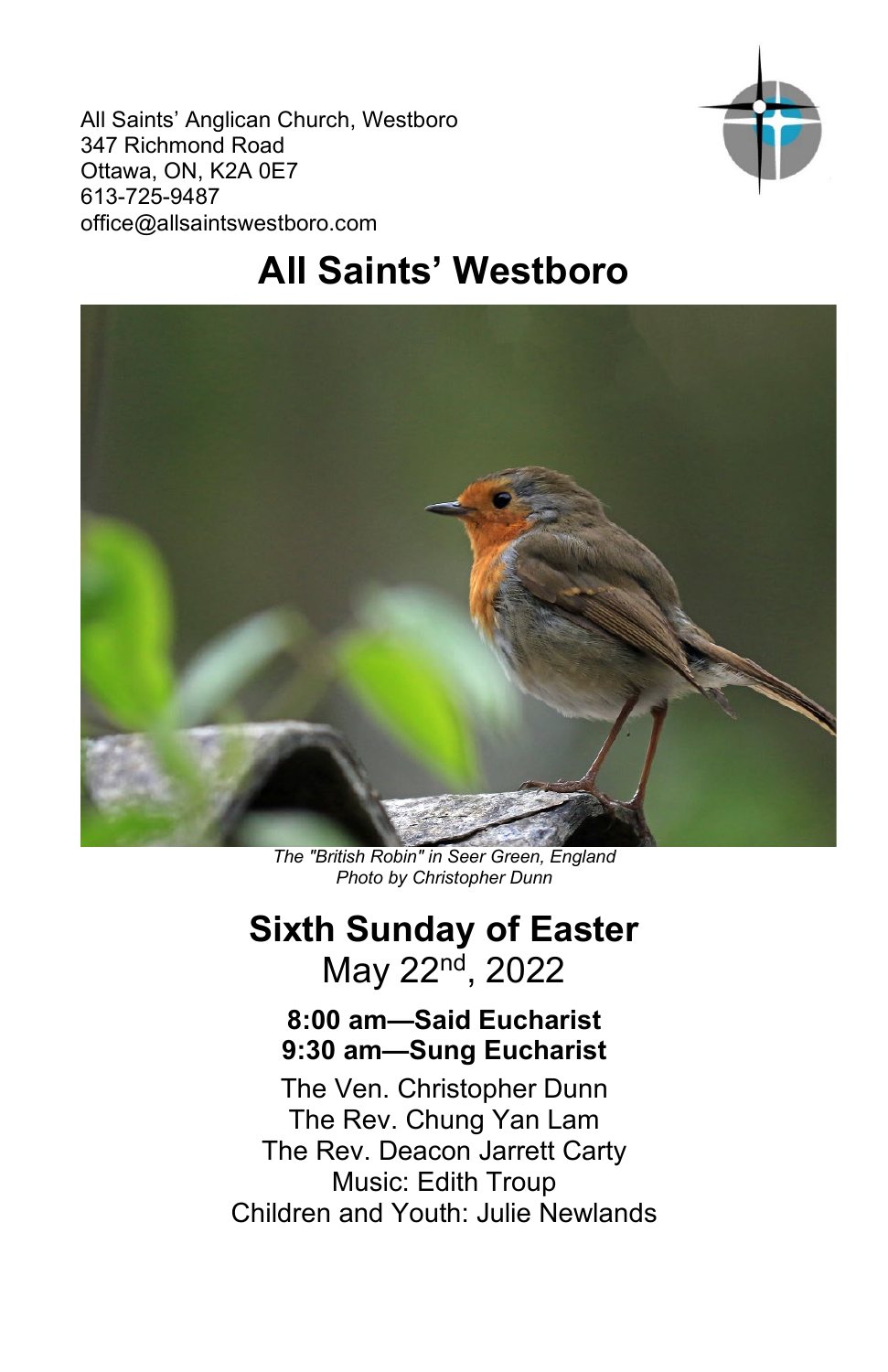All Saints' Anglican Church, Westboro
347 Richmond Road
Ottawa, ON, K2A 0E7
613-725-9487
office@allsaintswestboro.com

# All Saints' Westboro

*The "British Robin" in Seer Green, England*
*Photo by Christopher Dunn*

## Sixth Sunday of Easter

May 22nd, 2022

**8:00 am—Said Eucharist**
**9:30 am—Sung Eucharist**

The Ven. Christopher Dunn
The Rev. Chung Yan Lam
The Rev. Deacon Jarrett Carty
Music: Edith Troup
Children and Youth: Julie Newlands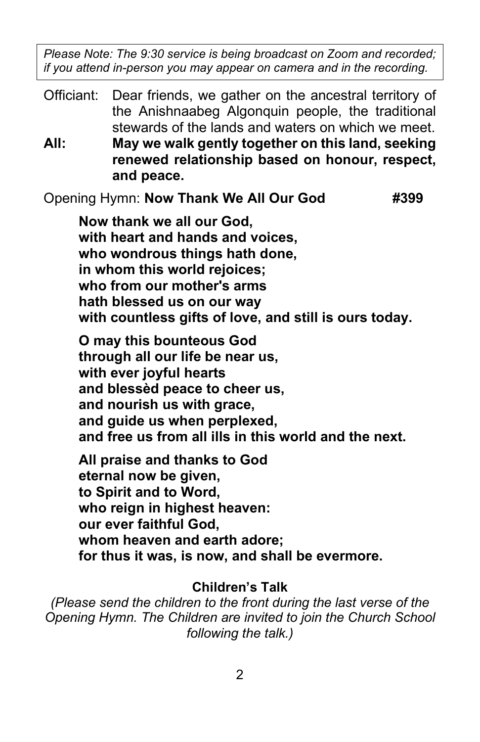*Please Note: The 9:30 service is being broadcast on Zoom and recorded; if you attend in-person you may appear on camera and in the recording.*

Officiant: Dear friends, we gather on the ancestral territory of the Anishnaabeg Algonquin people, the traditional stewards of the lands and waters on which we meet.

**All: May we walk gently together on this land, seeking renewed relationship based on honour, respect, and peace.**

Opening Hymn: **Now Thank We All Our God** **#399**

**Now thank we all our God,
with heart and hands and voices,
who wondrous things hath done,
in whom this world rejoices;
who from our mother's arms
hath blessed us on our way
with countless gifts of love, and still is ours today.**

**O may this bounteous God
through all our life be near us,
with ever joyful hearts
and blessèd peace to cheer us,
and nourish us with grace,
and guide us when perplexed,
and free us from all ills in this world and the next.**

**All praise and thanks to God
eternal now be given,
to Spirit and to Word,
who reign in highest heaven:
our ever faithful God,
whom heaven and earth adore;
for thus it was, is now, and shall be evermore.**

**Children's Talk**

*(Please send the children to the front during the last verse of the Opening Hymn. The Children are invited to join the Church School following the talk.)*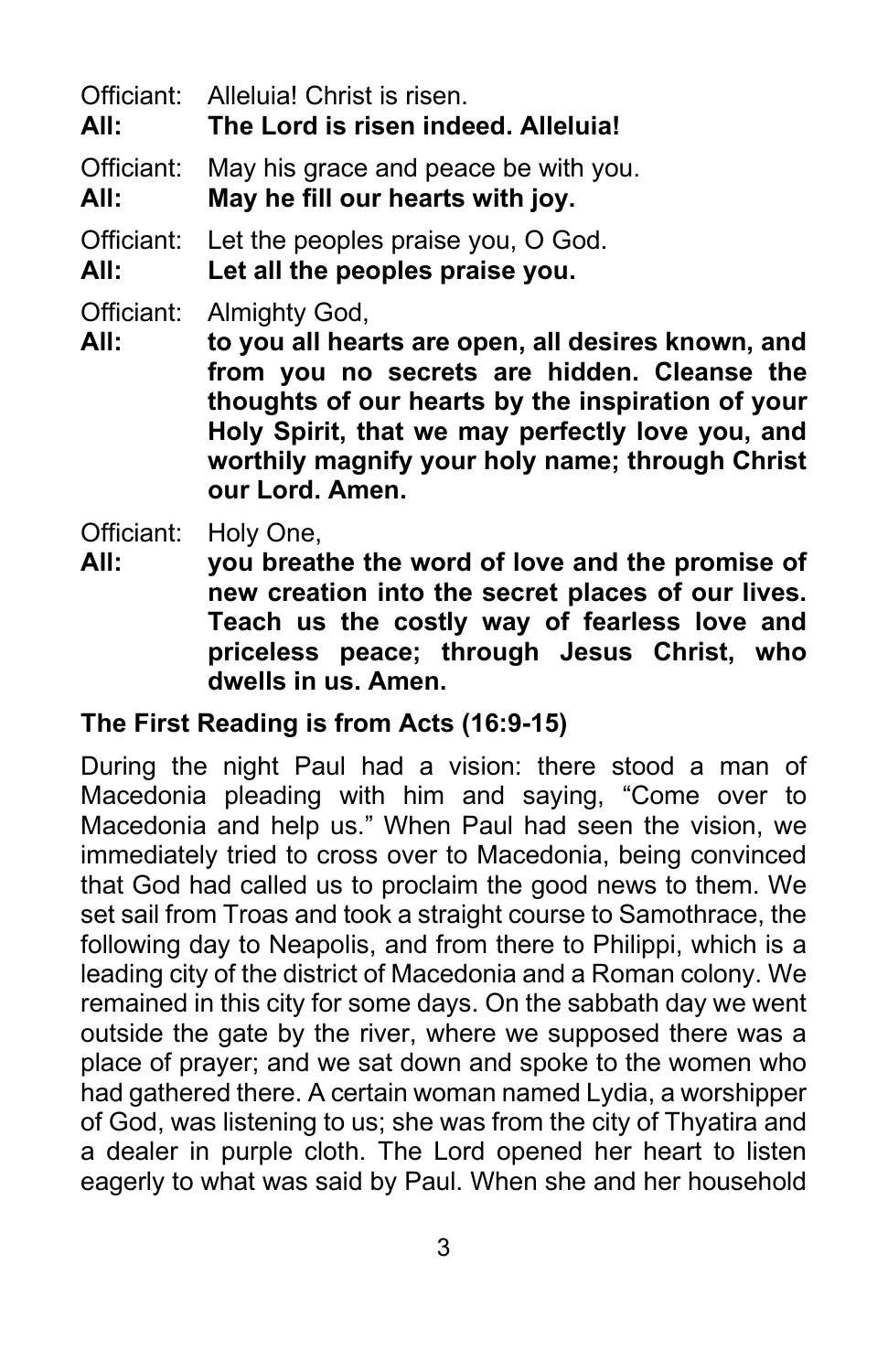Officiant: Alleluia! Christ is risen.
**All: The Lord is risen indeed. Alleluia!**

Officiant: May his grace and peace be with you.
**All: May he fill our hearts with joy.**

Officiant: Let the peoples praise you, O God.
**All: Let all the peoples praise you.**

Officiant: Almighty God,
**All: to you all hearts are open, all desires known, and from you no secrets are hidden. Cleanse the thoughts of our hearts by the inspiration of your Holy Spirit, that we may perfectly love you, and worthily magnify your holy name; through Christ our Lord. Amen.**

Officiant: Holy One,
**All: you breathe the word of love and the promise of new creation into the secret places of our lives. Teach us the costly way of fearless love and priceless peace; through Jesus Christ, who dwells in us. Amen.**

**The First Reading is from Acts (16:9-15)**

During the night Paul had a vision: there stood a man of Macedonia pleading with him and saying, "Come over to Macedonia and help us." When Paul had seen the vision, we immediately tried to cross over to Macedonia, being convinced that God had called us to proclaim the good news to them. We set sail from Troas and took a straight course to Samothrace, the following day to Neapolis, and from there to Philippi, which is a leading city of the district of Macedonia and a Roman colony. We remained in this city for some days. On the sabbath day we went outside the gate by the river, where we supposed there was a place of prayer; and we sat down and spoke to the women who had gathered there. A certain woman named Lydia, a worshipper of God, was listening to us; she was from the city of Thyatira and a dealer in purple cloth. The Lord opened her heart to listen eagerly to what was said by Paul. When she and her household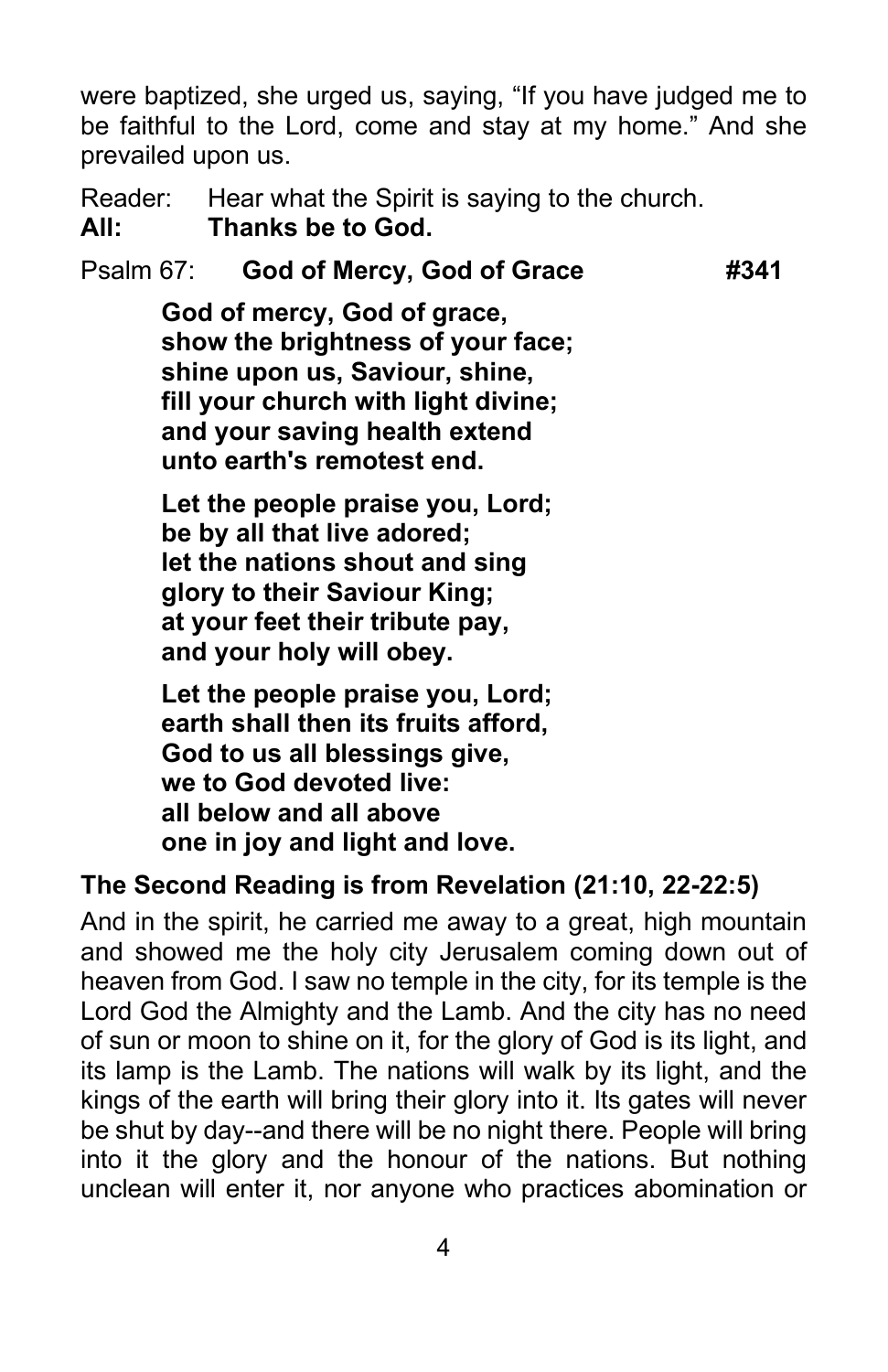were baptized, she urged us, saying, “If you have judged me to be faithful to the Lord, come and stay at my home.” And she prevailed upon us.

Reader: Hear what the Spirit is saying to the church.
**All: Thanks be to God.**

Psalm 67: **God of Mercy, God of Grace** **#341**

> **God of mercy, God of grace,**
> **show the brightness of your face;**
> **shine upon us, Saviour, shine,**
> **fill your church with light divine;**
> **and your saving health extend**
> **unto earth's remotest end.**
>
> **Let the people praise you, Lord;**
> **be by all that live adored;**
> **let the nations shout and sing**
> **glory to their Saviour King;**
> **at your feet their tribute pay,**
> **and your holy will obey.**
>
> **Let the people praise you, Lord;**
> **earth shall then its fruits afford,**
> **God to us all blessings give,**
> **we to God devoted live:**
> **all below and all above**
> **one in joy and light and love.**

**The Second Reading is from Revelation (21:10, 22-22:5)**

And in the spirit, he carried me away to a great, high mountain and showed me the holy city Jerusalem coming down out of heaven from God. I saw no temple in the city, for its temple is the Lord God the Almighty and the Lamb. And the city has no need of sun or moon to shine on it, for the glory of God is its light, and its lamp is the Lamb. The nations will walk by its light, and the kings of the earth will bring their glory into it. Its gates will never be shut by day--and there will be no night there. People will bring into it the glory and the honour of the nations. But nothing unclean will enter it, nor anyone who practices abomination or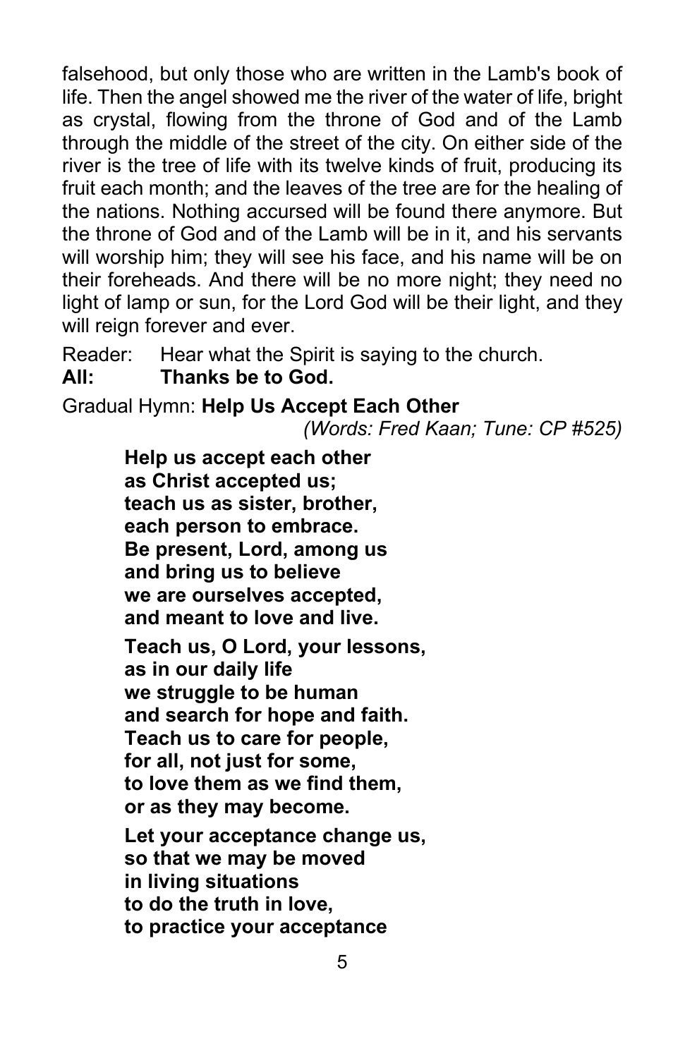falsehood, but only those who are written in the Lamb's book of life. Then the angel showed me the river of the water of life, bright as crystal, flowing from the throne of God and of the Lamb through the middle of the street of the city. On either side of the river is the tree of life with its twelve kinds of fruit, producing its fruit each month; and the leaves of the tree are for the healing of the nations. Nothing accursed will be found there anymore. But the throne of God and of the Lamb will be in it, and his servants will worship him; they will see his face, and his name will be on their foreheads. And there will be no more night; they need no light of lamp or sun, for the Lord God will be their light, and they will reign forever and ever.

Reader: Hear what the Spirit is saying to the church.  
**All: Thanks be to God.**

Gradual Hymn: **Help Us Accept Each Other**  
*(Words: Fred Kaan; Tune: CP #525)*

**Help us accept each other  
as Christ accepted us;  
teach us as sister, brother,  
each person to embrace.  
Be present, Lord, among us  
and bring us to believe  
we are ourselves accepted,  
and meant to love and live.**

**Teach us, O Lord, your lessons,  
as in our daily life  
we struggle to be human  
and search for hope and faith.  
Teach us to care for people,  
for all, not just for some,  
to love them as we find them,  
or as they may become.**

**Let your acceptance change us,  
so that we may be moved  
in living situations  
to do the truth in love,  
to practice your acceptance**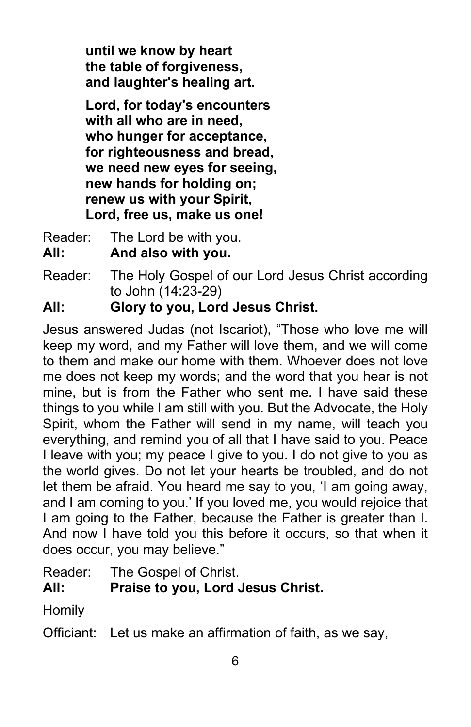**until we know by heart**
**the table of forgiveness,**
**and laughter's healing art.**

**Lord, for today's encounters**
**with all who are in need,**
**who hunger for acceptance,**
**for righteousness and bread,**
**we need new eyes for seeing,**
**new hands for holding on;**
**renew us with your Spirit,**
**Lord, free us, make us one!**

Reader: The Lord be with you.
**All: And also with you.**

Reader: The Holy Gospel of our Lord Jesus Christ according to John (14:23-29)
**All: Glory to you, Lord Jesus Christ.**

Jesus answered Judas (not Iscariot), "Those who love me will keep my word, and my Father will love them, and we will come to them and make our home with them. Whoever does not love me does not keep my words; and the word that you hear is not mine, but is from the Father who sent me. I have said these things to you while I am still with you. But the Advocate, the Holy Spirit, whom the Father will send in my name, will teach you everything, and remind you of all that I have said to you. Peace I leave with you; my peace I give to you. I do not give to you as the world gives. Do not let your hearts be troubled, and do not let them be afraid. You heard me say to you, 'I am going away, and I am coming to you.' If you loved me, you would rejoice that I am going to the Father, because the Father is greater than I. And now I have told you this before it occurs, so that when it does occur, you may believe."

Reader: The Gospel of Christ.
**All: Praise to you, Lord Jesus Christ.**

Homily

Officiant: Let us make an affirmation of faith, as we say,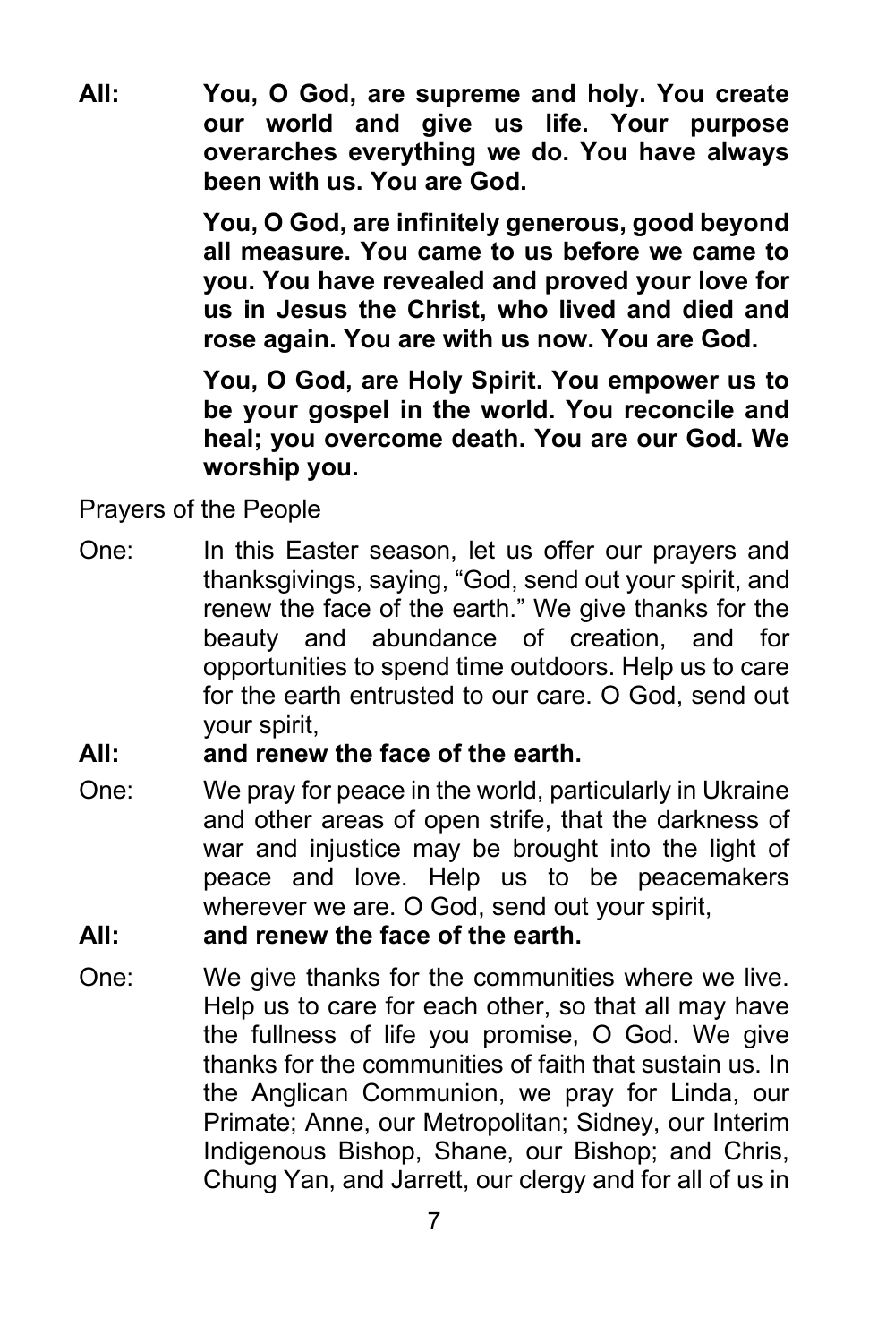**All:** **You, O God, are supreme and holy. You create our world and give us life. Your purpose overarches everything we do. You have always been with us. You are God.**

**You, O God, are infinitely generous, good beyond all measure. You came to us before we came to you. You have revealed and proved your love for us in Jesus the Christ, who lived and died and rose again. You are with us now. You are God.**

**You, O God, are Holy Spirit. You empower us to be your gospel in the world. You reconcile and heal; you overcome death. You are our God. We worship you.**

Prayers of the People

One: In this Easter season, let us offer our prayers and thanksgivings, saying, “God, send out your spirit, and renew the face of the earth.” We give thanks for the beauty and abundance of creation, and for opportunities to spend time outdoors. Help us to care for the earth entrusted to our care. O God, send out your spirit,

**All:** **and renew the face of the earth.**

One: We pray for peace in the world, particularly in Ukraine and other areas of open strife, that the darkness of war and injustice may be brought into the light of peace and love. Help us to be peacemakers wherever we are. O God, send out your spirit,

**All:** **and renew the face of the earth.**

One: We give thanks for the communities where we live. Help us to care for each other, so that all may have the fullness of life you promise, O God. We give thanks for the communities of faith that sustain us. In the Anglican Communion, we pray for Linda, our Primate; Anne, our Metropolitan; Sidney, our Interim Indigenous Bishop, Shane, our Bishop; and Chris, Chung Yan, and Jarrett, our clergy and for all of us in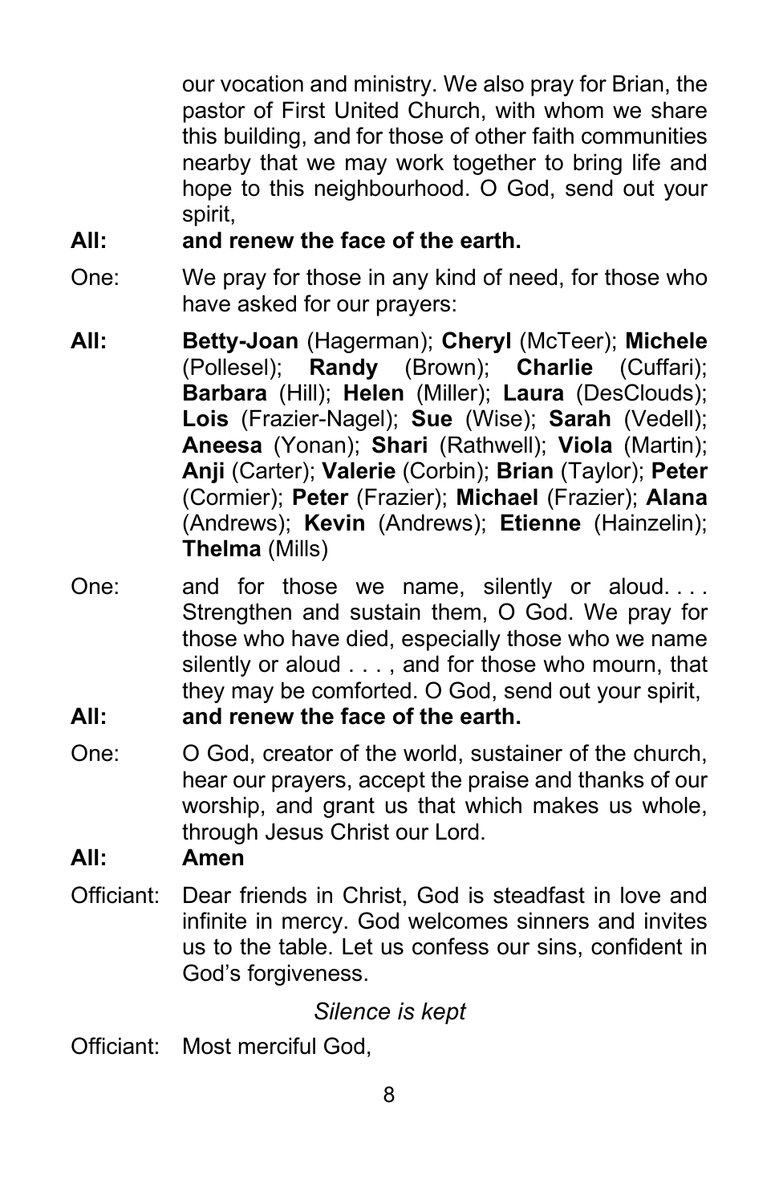our vocation and ministry. We also pray for Brian, the pastor of First United Church, with whom we share this building, and for those of other faith communities nearby that we may work together to bring life and hope to this neighbourhood. O God, send out your spirit,

**All: and renew the face of the earth.**

One: We pray for those in any kind of need, for those who have asked for our prayers:

**All:** **Betty-Joan** (Hagerman); **Cheryl** (McTeer); **Michele** (Pollesel); **Randy** (Brown); **Charlie** (Cuffari); **Barbara** (Hill); **Helen** (Miller); **Laura** (DesClouds); **Lois** (Frazier-Nagel); **Sue** (Wise); **Sarah** (Vedell); **Aneesa** (Yonan); **Shari** (Rathwell); **Viola** (Martin); **Anji** (Carter); **Valerie** (Corbin); **Brian** (Taylor); **Peter** (Cormier); **Peter** (Frazier); **Michael** (Frazier); **Alana** (Andrews); **Kevin** (Andrews); **Etienne** (Hainzelin); **Thelma** (Mills)

One: and for those we name, silently or aloud. . . . Strengthen and sustain them, O God. We pray for those who have died, especially those who we name silently or aloud . . . , and for those who mourn, that they may be comforted. O God, send out your spirit,

**All: and renew the face of the earth.**

One: O God, creator of the world, sustainer of the church, hear our prayers, accept the praise and thanks of our worship, and grant us that which makes us whole, through Jesus Christ our Lord.

**All: Amen**

Officiant: Dear friends in Christ, God is steadfast in love and infinite in mercy. God welcomes sinners and invites us to the table. Let us confess our sins, confident in God's forgiveness.

*Silence is kept*

Officiant: Most merciful God,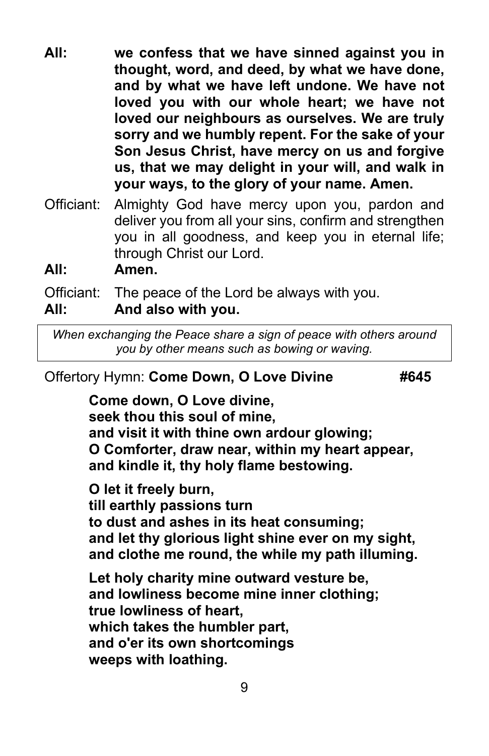**All:** **we confess that we have sinned against you in thought, word, and deed, by what we have done, and by what we have left undone. We have not loved you with our whole heart; we have not loved our neighbours as ourselves. We are truly sorry and we humbly repent. For the sake of your Son Jesus Christ, have mercy on us and forgive us, that we may delight in your will, and walk in your ways, to the glory of your name. Amen.**

Officiant: Almighty God have mercy upon you, pardon and deliver you from all your sins, confirm and strengthen you in all goodness, and keep you in eternal life; through Christ our Lord.

**All:** **Amen.**

Officiant: The peace of the Lord be always with you.

**All:** **And also with you.**

*When exchanging the Peace share a sign of peace with others around you by other means such as bowing or waving.*

Offertory Hymn: **Come Down, O Love Divine** **#645**

**Come down, O Love divine,**
**seek thou this soul of mine,**
**and visit it with thine own ardour glowing;**
**O Comforter, draw near, within my heart appear,**
**and kindle it, thy holy flame bestowing.**

**O let it freely burn,**
**till earthly passions turn**
**to dust and ashes in its heat consuming;**
**and let thy glorious light shine ever on my sight,**
**and clothe me round, the while my path illuming.**

**Let holy charity mine outward vesture be,**
**and lowliness become mine inner clothing;**
**true lowliness of heart,**
**which takes the humbler part,**
**and o'er its own shortcomings**
**weeps with loathing.**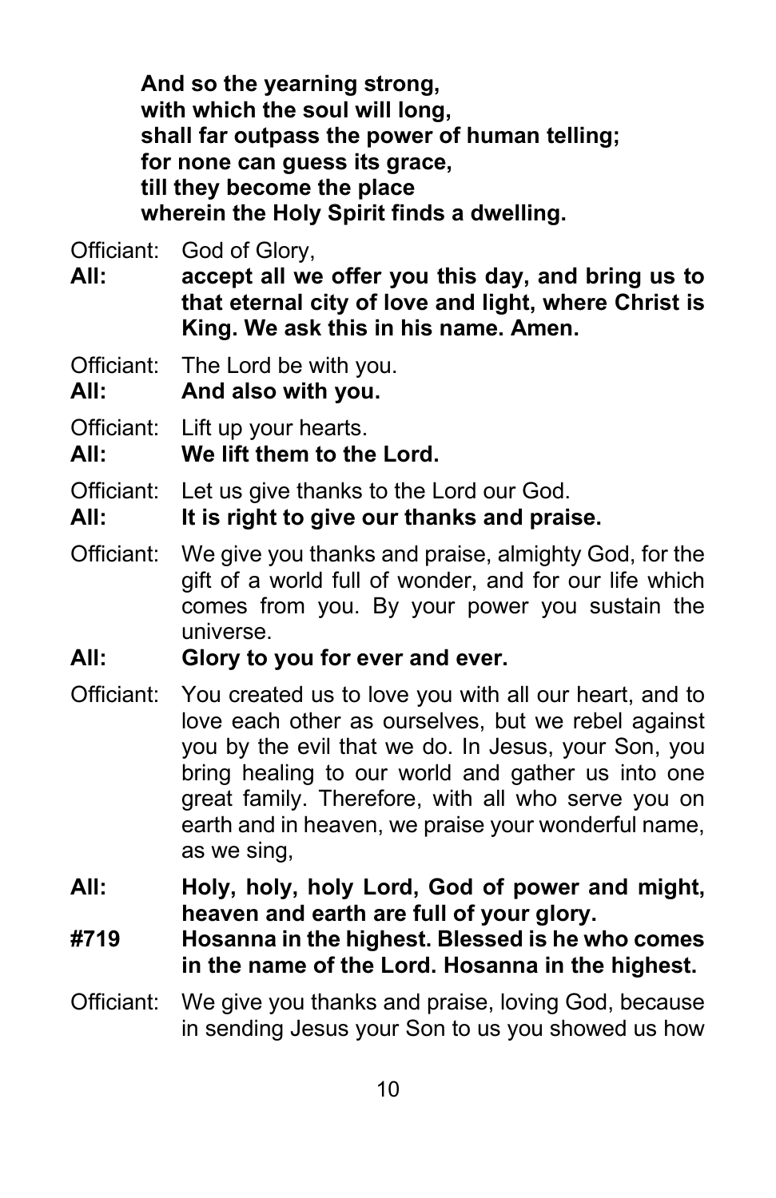**And so the yearning strong,**
**with which the soul will long,**
**shall far outpass the power of human telling;**
**for none can guess its grace,**
**till they become the place**
**wherein the Holy Spirit finds a dwelling.**

Officiant: God of Glory,

**All: accept all we offer you this day, and bring us to that eternal city of love and light, where Christ is King. We ask this in his name. Amen.**

Officiant: The Lord be with you.

**All: And also with you.**

Officiant: Lift up your hearts.

**All: We lift them to the Lord.**

Officiant: Let us give thanks to the Lord our God.

**All: It is right to give our thanks and praise.**

Officiant: We give you thanks and praise, almighty God, for the gift of a world full of wonder, and for our life which comes from you. By your power you sustain the universe.

**All: Glory to you for ever and ever.**

Officiant: You created us to love you with all our heart, and to love each other as ourselves, but we rebel against you by the evil that we do. In Jesus, your Son, you bring healing to our world and gather us into one great family. Therefore, with all who serve you on earth and in heaven, we praise your wonderful name, as we sing,

**All: Holy, holy, holy Lord, God of power and might, heaven and earth are full of your glory.**

**#719 Hosanna in the highest. Blessed is he who comes in the name of the Lord. Hosanna in the highest.**

Officiant: We give you thanks and praise, loving God, because in sending Jesus your Son to us you showed us how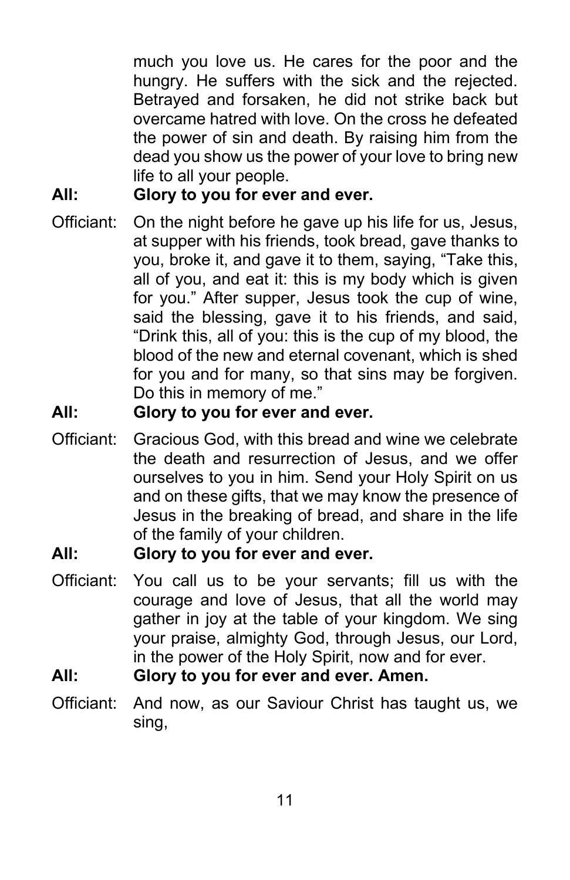much you love us. He cares for the poor and the hungry. He suffers with the sick and the rejected. Betrayed and forsaken, he did not strike back but overcame hatred with love. On the cross he defeated the power of sin and death. By raising him from the dead you show us the power of your love to bring new life to all your people.

**All: Glory to you for ever and ever.**

Officiant: On the night before he gave up his life for us, Jesus, at supper with his friends, took bread, gave thanks to you, broke it, and gave it to them, saying, "Take this, all of you, and eat it: this is my body which is given for you." After supper, Jesus took the cup of wine, said the blessing, gave it to his friends, and said, "Drink this, all of you: this is the cup of my blood, the blood of the new and eternal covenant, which is shed for you and for many, so that sins may be forgiven. Do this in memory of me."

**All: Glory to you for ever and ever.**

Officiant: Gracious God, with this bread and wine we celebrate the death and resurrection of Jesus, and we offer ourselves to you in him. Send your Holy Spirit on us and on these gifts, that we may know the presence of Jesus in the breaking of bread, and share in the life of the family of your children.

**All: Glory to you for ever and ever.**

Officiant: You call us to be your servants; fill us with the courage and love of Jesus, that all the world may gather in joy at the table of your kingdom. We sing your praise, almighty God, through Jesus, our Lord, in the power of the Holy Spirit, now and for ever.

**All: Glory to you for ever and ever. Amen.**

Officiant: And now, as our Saviour Christ has taught us, we sing,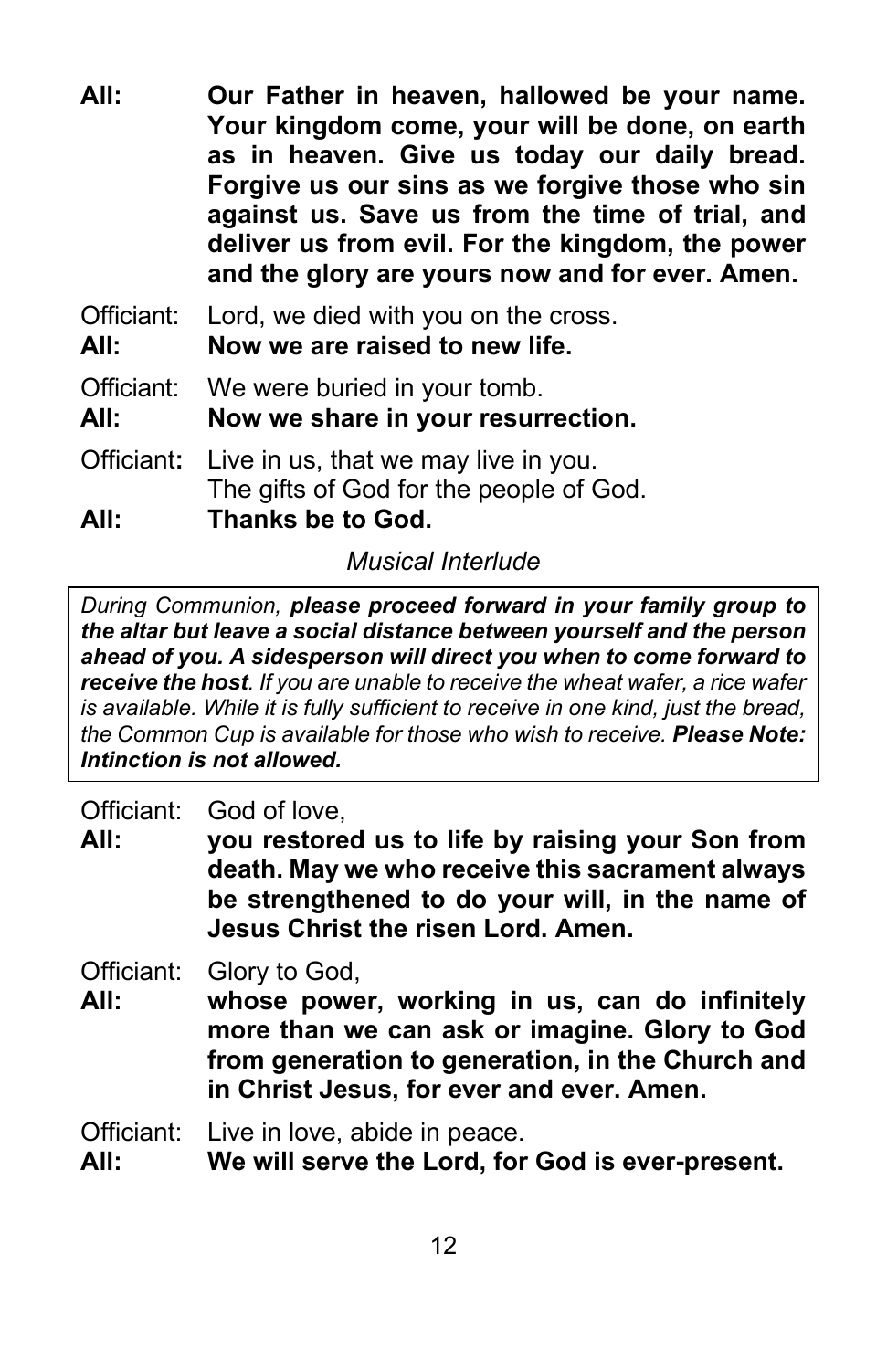**All:** **Our Father in heaven, hallowed be your name. Your kingdom come, your will be done, on earth as in heaven. Give us today our daily bread. Forgive us our sins as we forgive those who sin against us. Save us from the time of trial, and deliver us from evil. For the kingdom, the power and the glory are yours now and for ever. Amen.**

Officiant: Lord, we died with you on the cross.
**All:** **Now we are raised to new life.**

Officiant: We were buried in your tomb.
**All:** **Now we share in your resurrection.**

Officiant**:** Live in us, that we may live in you.
The gifts of God for the people of God.
**All:** **Thanks be to God.**

*Musical Interlude*

> *During Communion, **please proceed forward in your family group to the altar but leave a social distance between yourself and the person ahead of you. A sidesperson will direct you when to come forward to receive the host**. If you are unable to receive the wheat wafer, a rice wafer is available. While it is fully sufficient to receive in one kind, just the bread, the Common Cup is available for those who wish to receive. **Please Note: Intinction is not allowed.***

Officiant: God of love,
**All:** **you restored us to life by raising your Son from death. May we who receive this sacrament always be strengthened to do your will, in the name of Jesus Christ the risen Lord. Amen.**

Officiant: Glory to God,
**All:** **whose power, working in us, can do infinitely more than we can ask or imagine. Glory to God from generation to generation, in the Church and in Christ Jesus, for ever and ever. Amen.**

Officiant: Live in love, abide in peace.
**All:** **We will serve the Lord, for God is ever-present.**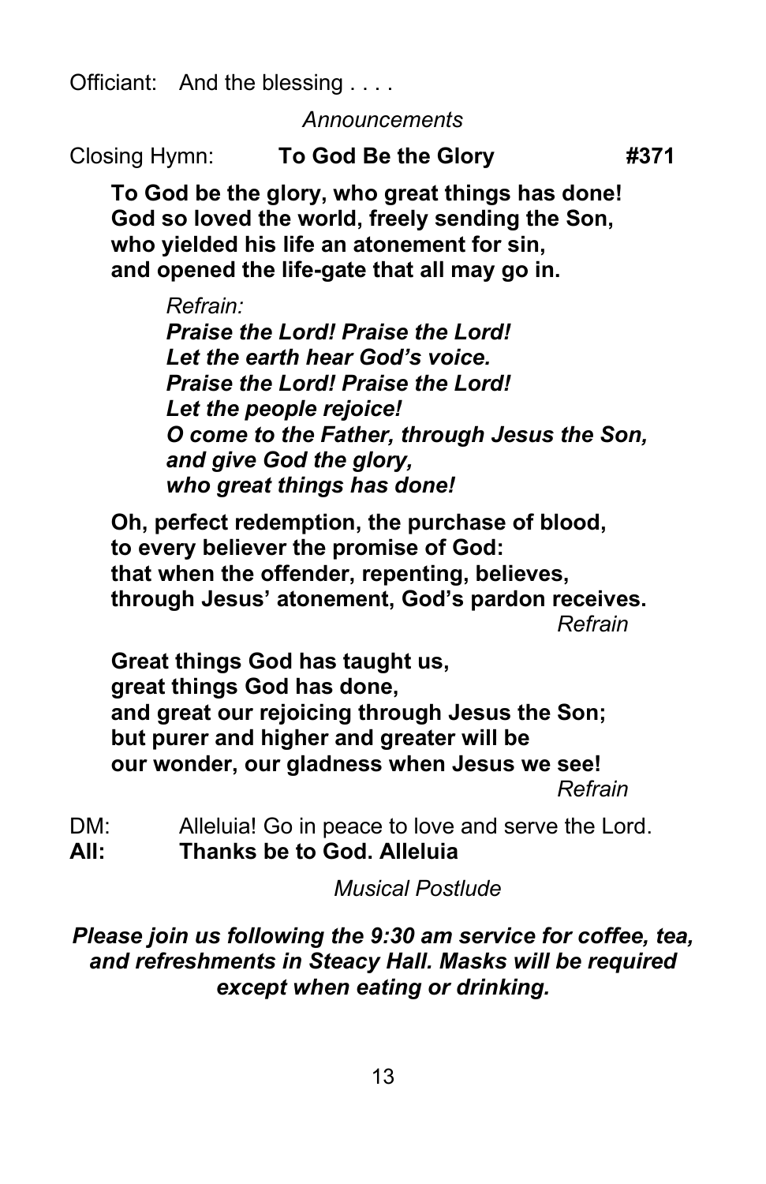Officiant: And the blessing . . . .

*Announcements*

Closing Hymn: **To God Be the Glory** **#371**

**To God be the glory, who great things has done!**
**God so loved the world, freely sending the Son,**
**who yielded his life an atonement for sin,**
**and opened the life-gate that all may go in.**

*Refrain:*
***Praise the Lord! Praise the Lord!***
***Let the earth hear God's voice.***
***Praise the Lord! Praise the Lord!***
***Let the people rejoice!***
***O come to the Father, through Jesus the Son,***
***and give God the glory,***
***who great things has done!***

**Oh, perfect redemption, the purchase of blood,**
**to every believer the promise of God:**
**that when the offender, repenting, believes,**
**through Jesus' atonement, God's pardon receives.**
*Refrain*

**Great things God has taught us,**
**great things God has done,**
**and great our rejoicing through Jesus the Son;**
**but purer and higher and greater will be**
**our wonder, our gladness when Jesus we see!**
*Refrain*

DM: Alleluia! Go in peace to love and serve the Lord.
**All: Thanks be to God. Alleluia**

*Musical Postlude*

***Please join us following the 9:30 am service for coffee, tea, and refreshments in Steacy Hall. Masks will be required except when eating or drinking.***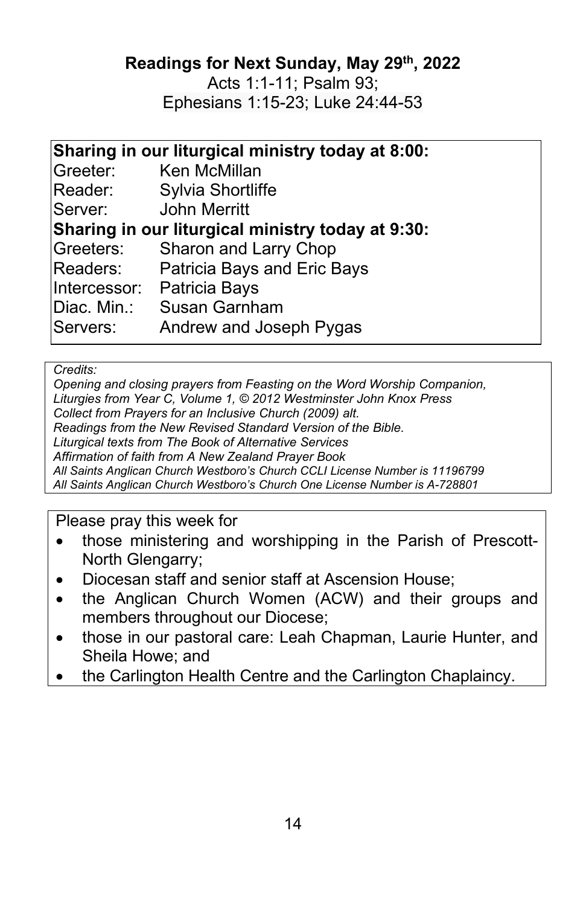**Readings for Next Sunday, May 29th, 2022**

Acts 1:1-11; Psalm 93;
Ephesians 1:15-23; Luke 24:44-53

**Sharing in our liturgical ministry today at 8:00:**

| | |
|---|---|
| Greeter: | Ken McMillan |
| Reader: | Sylvia Shortliffe |
| Server: | John Merritt |

**Sharing in our liturgical ministry today at 9:30:**

| | |
|---|---|
| Greeters: | Sharon and Larry Chop |
| Readers: | Patricia Bays and Eric Bays |
| Intercessor: | Patricia Bays |
| Diac. Min.: | Susan Garnham |
| Servers: | Andrew and Joseph Pygas |

*Credits:*
*Opening and closing prayers from Feasting on the Word Worship Companion, Liturgies from Year C, Volume 1, © 2012 Westminster John Knox Press*
*Collect from Prayers for an Inclusive Church (2009) alt.*
*Readings from the New Revised Standard Version of the Bible.*
*Liturgical texts from The Book of Alternative Services*
*Affirmation of faith from A New Zealand Prayer Book*
*All Saints Anglican Church Westboro's Church CCLI License Number is 11196799*
*All Saints Anglican Church Westboro's Church One License Number is A-728801*

Please pray this week for

- those ministering and worshipping in the Parish of Prescott-North Glengarry;
- Diocesan staff and senior staff at Ascension House;
- the Anglican Church Women (ACW) and their groups and members throughout our Diocese;
- those in our pastoral care: Leah Chapman, Laurie Hunter, and Sheila Howe; and
- the Carlington Health Centre and the Carlington Chaplaincy.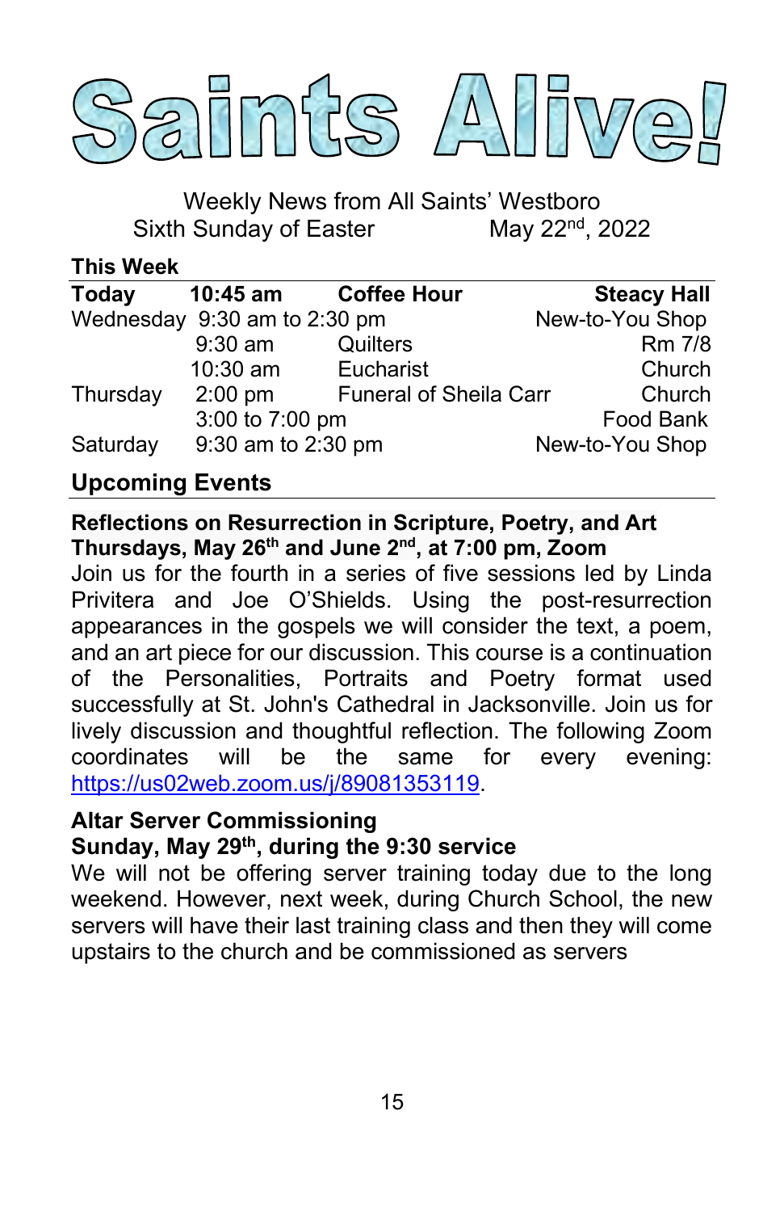# Saints Alive!

Weekly News from All Saints' Westboro
Sixth Sunday of Easter May 22nd, 2022

### This Week

| **Today** | **10:45 am** | **Coffee Hour** | **Steacy Hall** |
|---|---|---|---|
| Wednesday | 9:30 am to 2:30 pm | | New-to-You Shop |
| | 9:30 am | Quilters | Rm 7/8 |
| | 10:30 am | Eucharist | Church |
| Thursday | 2:00 pm | Funeral of Sheila Carr | Church |
| | 3:00 to 7:00 pm | | Food Bank |
| Saturday | 9:30 am to 2:30 pm | | New-to-You Shop |

## Upcoming Events

**Reflections on Resurrection in Scripture, Poetry, and Art**
**Thursdays, May 26th and June 2nd, at 7:00 pm, Zoom**

Join us for the fourth in a series of five sessions led by Linda Privitera and Joe O'Shields. Using the post-resurrection appearances in the gospels we will consider the text, a poem, and an art piece for our discussion. This course is a continuation of the Personalities, Portraits and Poetry format used successfully at St. John's Cathedral in Jacksonville. Join us for lively discussion and thoughtful reflection. The following Zoom coordinates will be the same for every evening: https://us02web.zoom.us/j/89081353119.

**Altar Server Commissioning**
**Sunday, May 29th, during the 9:30 service**

We will not be offering server training today due to the long weekend. However, next week, during Church School, the new servers will have their last training class and then they will come upstairs to the church and be commissioned as servers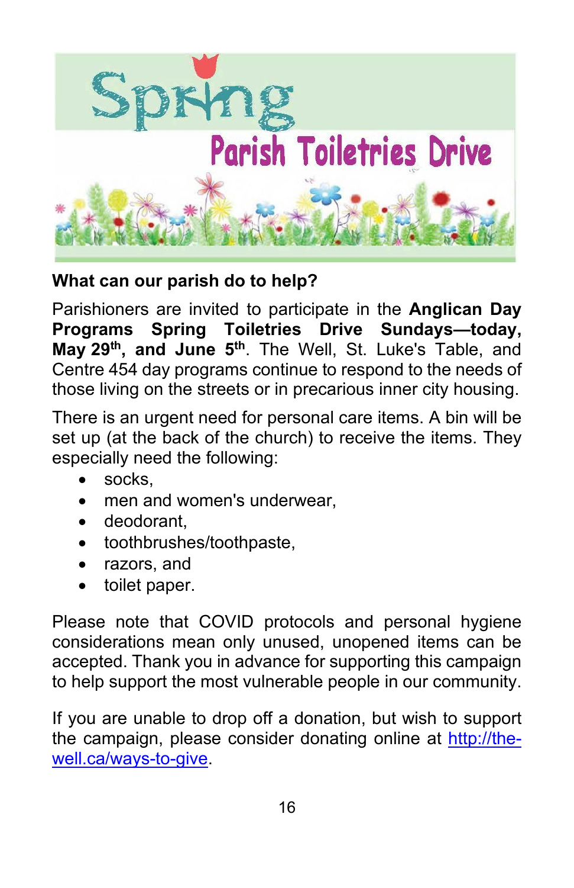# Spring Parish Toiletries Drive

**What can our parish do to help?**

Parishioners are invited to participate in the **Anglican Day Programs Spring Toiletries Drive Sundays—today, May 29th, and June 5th**. The Well, St. Luke's Table, and Centre 454 day programs continue to respond to the needs of those living on the streets or in precarious inner city housing.

There is an urgent need for personal care items. A bin will be set up (at the back of the church) to receive the items. They especially need the following:

- socks,
- men and women's underwear,
- deodorant,
- toothbrushes/toothpaste,
- razors, and
- toilet paper.

Please note that COVID protocols and personal hygiene considerations mean only unused, unopened items can be accepted. Thank you in advance for supporting this campaign to help support the most vulnerable people in our community.

If you are unable to drop off a donation, but wish to support the campaign, please consider donating online at [http://the-well.ca/ways-to-give](http://the-well.ca/ways-to-give).